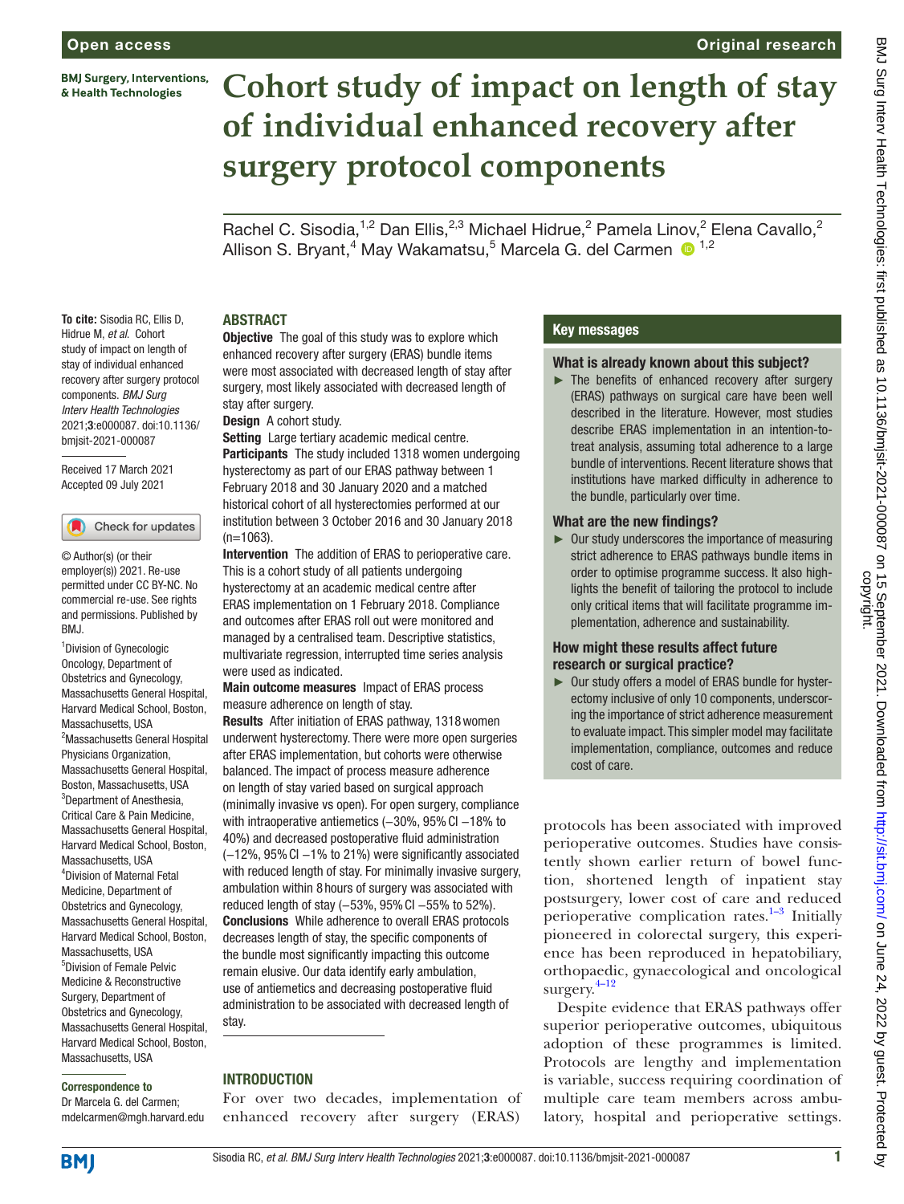Open access

Original research

# Cohort study of impact on length of stay of individual enhanced recovery after surgery protocol components

Rachel C. Sisodia,[1,2] Dan Ellis,[2,3] Michael Hidrue,[2] Pamela Linov,[2] Elena Cavallo,[2] Allison S. Bryant,[4] May Wakamatsu,[5] Marcela G. del Carmen [1,2]

**To cite:** Sisodia RC, Ellis D, Hidrue M, *et al*. Cohort study of impact on length of stay of individual enhanced recovery after surgery protocol components. *BMJ Surg Interv Health Technologies* 2021;**3**:e000087. doi:10.1136/bmjsit-2021-000087

Received 17 March 2021
Accepted 09 July 2021

© Author(s) (or their employer(s)) 2021. Re-use permitted under CC BY-NC. No commercial re-use. See rights and permissions. Published by BMJ.

[1]Division of Gynecologic Oncology, Department of Obstetrics and Gynecology, Massachusetts General Hospital, Harvard Medical School, Boston, Massachusetts, USA
[2]Massachusetts General Hospital Physicians Organization, Massachusetts General Hospital, Boston, Massachusetts, USA
[3]Department of Anesthesia, Critical Care & Pain Medicine, Massachusetts General Hospital, Harvard Medical School, Boston, Massachusetts, USA
[4]Division of Maternal Fetal Medicine, Department of Obstetrics and Gynecology, Massachusetts General Hospital, Harvard Medical School, Boston, Massachusetts, USA
[5]Division of Female Pelvic Medicine & Reconstructive Surgery, Department of Obstetrics and Gynecology, Massachusetts General Hospital, Harvard Medical School, Boston, Massachusetts, USA

**Correspondence to**
Dr Marcela G. del Carmen;
mdelcarmen@mgh.harvard.edu

## ABSTRACT

**Objective** The goal of this study was to explore which enhanced recovery after surgery (ERAS) bundle items were most associated with decreased length of stay after surgery, most likely associated with decreased length of stay after surgery.

**Design** A cohort study.

**Setting** Large tertiary academic medical centre.

**Participants** The study included 1318 women undergoing hysterectomy as part of our ERAS pathway between 1 February 2018 and 30 January 2020 and a matched historical cohort of all hysterectomies performed at our institution between 3 October 2016 and 30 January 2018 (n=1063).

**Intervention** The addition of ERAS to perioperative care. This is a cohort study of all patients undergoing hysterectomy at an academic medical centre after ERAS implementation on 1 February 2018. Compliance and outcomes after ERAS roll out were monitored and managed by a centralised team. Descriptive statistics, multivariate regression, interrupted time series analysis were used as indicated.

**Main outcome measures** Impact of ERAS process measure adherence on length of stay.

**Results** After initiation of ERAS pathway, 1318 women underwent hysterectomy. There were more open surgeries after ERAS implementation, but cohorts were otherwise balanced. The impact of process measure adherence on length of stay varied based on surgical approach (minimally invasive vs open). For open surgery, compliance with intraoperative antiemetics (−30%, 95% CI −18% to 40%) and decreased postoperative fluid administration (−12%, 95% CI −1% to 21%) were significantly associated with reduced length of stay. For minimally invasive surgery, ambulation within 8 hours of surgery was associated with reduced length of stay (−53%, 95% CI −55% to 52%).

**Conclusions** While adherence to overall ERAS protocols decreases length of stay, the specific components of the bundle most significantly impacting this outcome remain elusive. Our data identify early ambulation, use of antiemetics and decreasing postoperative fluid administration to be associated with decreased length of stay.

## Key messages

### What is already known about this subject?

- The benefits of enhanced recovery after surgery (ERAS) pathways on surgical care have been well described in the literature. However, most studies describe ERAS implementation in an intention-to-treat analysis, assuming total adherence to a large bundle of interventions. Recent literature shows that institutions have marked difficulty in adherence to the bundle, particularly over time.

### What are the new findings?

- Our study underscores the importance of measuring strict adherence to ERAS pathways bundle items in order to optimise programme success. It also highlights the benefit of tailoring the protocol to include only critical items that will facilitate programme implementation, adherence and sustainability.

### How might these results affect future research or surgical practice?

- Our study offers a model of ERAS bundle for hysterectomy inclusive of only 10 components, underscoring the importance of strict adherence measurement to evaluate impact. This simpler model may facilitate implementation, compliance, outcomes and reduce cost of care.

## INTRODUCTION

For over two decades, implementation of enhanced recovery after surgery (ERAS) protocols has been associated with improved perioperative outcomes. Studies have consistently shown earlier return of bowel function, shortened length of inpatient stay postsurgery, lower cost of care and reduced perioperative complication rates.[1–3] Initially pioneered in colorectal surgery, this experience has been reproduced in hepatobiliary, orthopaedic, gynaecological and oncological surgery.[4–12]

Despite evidence that ERAS pathways offer superior perioperative outcomes, ubiquitous adoption of these programmes is limited. Protocols are lengthy and implementation is variable, success requiring coordination of multiple care team members across ambulatory, hospital and perioperative settings.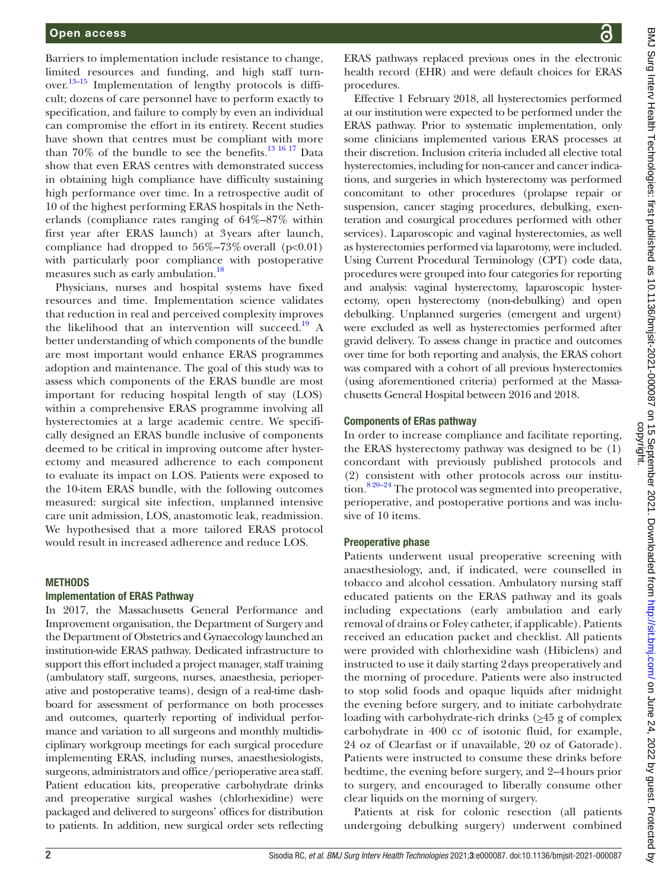Barriers to implementation include resistance to change, limited resources and funding, and high staff turnover.[13–15] Implementation of lengthy protocols is difficult; dozens of care personnel have to perform exactly to specification, and failure to comply by even an individual can compromise the effort in its entirety. Recent studies have shown that centres must be compliant with more than 70% of the bundle to see the benefits.[13 16 17] Data show that even ERAS centres with demonstrated success in obtaining high compliance have difficulty sustaining high performance over time. In a retrospective audit of 10 of the highest performing ERAS hospitals in the Netherlands (compliance rates ranging of 64%–87% within first year after ERAS launch) at 3 years after launch, compliance had dropped to 56%–73% overall ($p<0.01$) with particularly poor compliance with postoperative measures such as early ambulation.[18]

Physicians, nurses and hospital systems have fixed resources and time. Implementation science validates that reduction in real and perceived complexity improves the likelihood that an intervention will succeed.[19] A better understanding of which components of the bundle are most important would enhance ERAS programmes adoption and maintenance. The goal of this study was to assess which components of the ERAS bundle are most important for reducing hospital length of stay (LOS) within a comprehensive ERAS programme involving all hysterectomies at a large academic centre. We specifically designed an ERAS bundle inclusive of components deemed to be critical in improving outcome after hysterectomy and measured adherence to each component to evaluate its impact on LOS. Patients were exposed to the 10-item ERAS bundle, with the following outcomes measured: surgical site infection, unplanned intensive care unit admission, LOS, anastomotic leak, readmission. We hypothesised that a more tailored ERAS protocol would result in increased adherence and reduce LOS.

## METHODS

### Implementation of ERAS Pathway

In 2017, the Massachusetts General Performance and Improvement organisation, the Department of Surgery and the Department of Obstetrics and Gynaecology launched an institution-wide ERAS pathway. Dedicated infrastructure to support this effort included a project manager, staff training (ambulatory staff, surgeons, nurses, anaesthesia, perioperative and postoperative teams), design of a real-time dashboard for assessment of performance on both processes and outcomes, quarterly reporting of individual performance and variation to all surgeons and monthly multidisciplinary workgroup meetings for each surgical procedure implementing ERAS, including nurses, anaesthesiologists, surgeons, administrators and office/perioperative area staff. Patient education kits, preoperative carbohydrate drinks and preoperative surgical washes (chlorhexidine) were packaged and delivered to surgeons' offices for distribution to patients. In addition, new surgical order sets reflecting ERAS pathways replaced previous ones in the electronic health record (EHR) and were default choices for ERAS procedures.

Effective 1 February 2018, all hysterectomies performed at our institution were expected to be performed under the ERAS pathway. Prior to systematic implementation, only some clinicians implemented various ERAS processes at their discretion. Inclusion criteria included all elective total hysterectomies, including for non-cancer and cancer indications, and surgeries in which hysterectomy was performed concomitant to other procedures (prolapse repair or suspension, cancer staging procedures, debulking, exenteration and cosurgical procedures performed with other services). Laparoscopic and vaginal hysterectomies, as well as hysterectomies performed via laparotomy, were included. Using Current Procedural Terminology (CPT) code data, procedures were grouped into four categories for reporting and analysis: vaginal hysterectomy, laparoscopic hysterectomy, open hysterectomy (non-debulking) and open debulking. Unplanned surgeries (emergent and urgent) were excluded as well as hysterectomies performed after gravid delivery. To assess change in practice and outcomes over time for both reporting and analysis, the ERAS cohort was compared with a cohort of all previous hysterectomies (using aforementioned criteria) performed at the Massachusetts General Hospital between 2016 and 2018.

### Components of ERas pathway

In order to increase compliance and facilitate reporting, the ERAS hysterectomy pathway was designed to be (1) concordant with previously published protocols and (2) consistent with other protocols across our institution.[8 20–24] The protocol was segmented into preoperative, perioperative, and postoperative portions and was inclusive of 10 items.

### Preoperative phase

Patients underwent usual preoperative screening with anaesthesiology, and, if indicated, were counselled in tobacco and alcohol cessation. Ambulatory nursing staff educated patients on the ERAS pathway and its goals including expectations (early ambulation and early removal of drains or Foley catheter, if applicable). Patients received an education packet and checklist. All patients were provided with chlorhexidine wash (Hibiclens) and instructed to use it daily starting 2 days preoperatively and the morning of procedure. Patients were also instructed to stop solid foods and opaque liquids after midnight the evening before surgery, and to initiate carbohydrate loading with carbohydrate-rich drinks (≥45 g of complex carbohydrate in 400 cc of isotonic fluid, for example, 24 oz of Clearfast or if unavailable, 20 oz of Gatorade). Patients were instructed to consume these drinks before bedtime, the evening before surgery, and 2–4 hours prior to surgery, and encouraged to liberally consume other clear liquids on the morning of surgery.

Patients at risk for colonic resection (all patients undergoing debulking surgery) underwent combined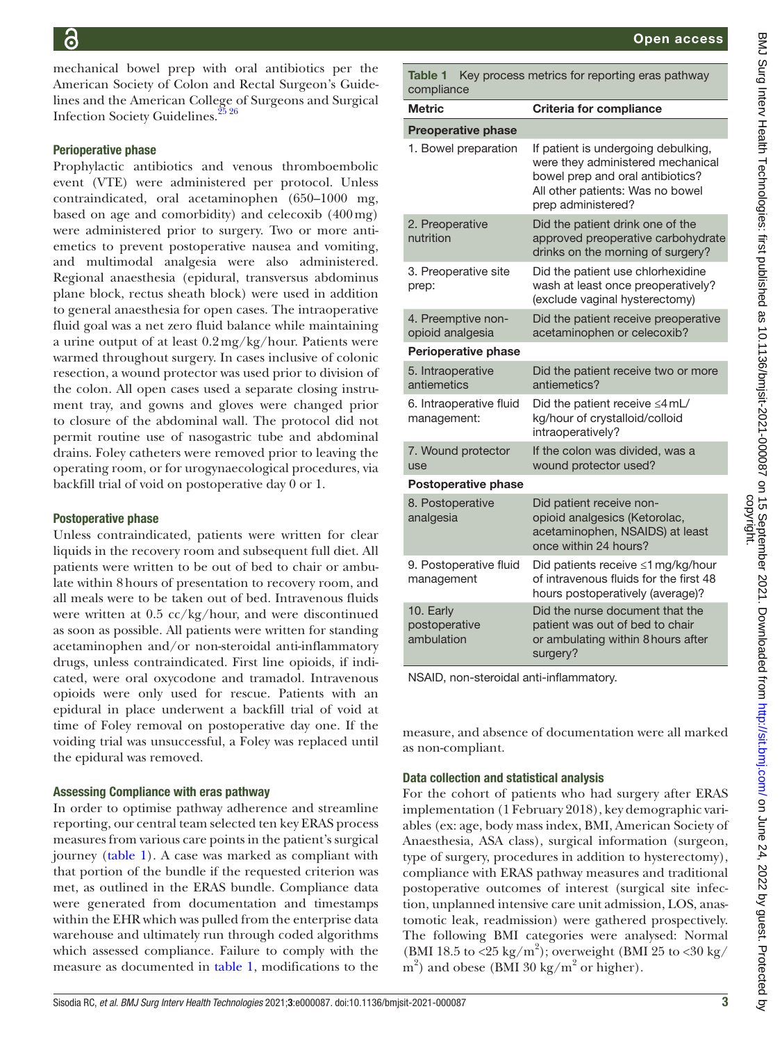mechanical bowel prep with oral antibiotics per the American Society of Colon and Rectal Surgeon's Guidelines and the American College of Surgeons and Surgical Infection Society Guidelines.[25,26]

### Perioperative phase

Prophylactic antibiotics and venous thromboembolic event (VTE) were administered per protocol. Unless contraindicated, oral acetaminophen (650–1000 mg, based on age and comorbidity) and celecoxib (400 mg) were administered prior to surgery. Two or more antiemetics to prevent postoperative nausea and vomiting, and multimodal analgesia were also administered. Regional anaesthesia (epidural, transversus abdominus plane block, rectus sheath block) were used in addition to general anaesthesia for open cases. The intraoperative fluid goal was a net zero fluid balance while maintaining a urine output of at least 0.2 mg/kg/hour. Patients were warmed throughout surgery. In cases inclusive of colonic resection, a wound protector was used prior to division of the colon. All open cases used a separate closing instrument tray, and gowns and gloves were changed prior to closure of the abdominal wall. The protocol did not permit routine use of nasogastric tube and abdominal drains. Foley catheters were removed prior to leaving the operating room, or for urogynaecological procedures, via backfill trial of void on postoperative day 0 or 1.

### Postoperative phase

Unless contraindicated, patients were written for clear liquids in the recovery room and subsequent full diet. All patients were written to be out of bed to chair or ambulate within 8 hours of presentation to recovery room, and all meals were to be taken out of bed. Intravenous fluids were written at 0.5 cc/kg/hour, and were discontinued as soon as possible. All patients were written for standing acetaminophen and/or non-steroidal anti-inflammatory drugs, unless contraindicated. First line opioids, if indicated, were oral oxycodone and tramadol. Intravenous opioids were only used for rescue. Patients with an epidural in place underwent a backfill trial of void at time of Foley removal on postoperative day one. If the voiding trial was unsuccessful, a Foley was replaced until the epidural was removed.

### Assessing Compliance with eras pathway

In order to optimise pathway adherence and streamline reporting, our central team selected ten key ERAS process measures from various care points in the patient's surgical journey (table 1). A case was marked as compliant with that portion of the bundle if the requested criterion was met, as outlined in the ERAS bundle. Compliance data were generated from documentation and timestamps within the EHR which was pulled from the enterprise data warehouse and ultimately run through coded algorithms which assessed compliance. Failure to comply with the measure as documented in table 1, modifications to the measure, and absence of documentation were all marked as non-compliant.

**Table 1** Key process metrics for reporting eras pathway compliance

| Metric | Criteria for compliance |
|---|---|
| **Preoperative phase** | |
| 1. Bowel preparation | If patient is undergoing debulking, were they administered mechanical bowel prep and oral antibiotics? All other patients: Was no bowel prep administered? |
| 2. Preoperative nutrition | Did the patient drink one of the approved preoperative carbohydrate drinks on the morning of surgery? |
| 3. Preoperative site prep: | Did the patient use chlorhexidine wash at least once preoperatively? (exclude vaginal hysterectomy) |
| 4. Preemptive non-opioid analgesia | Did the patient receive preoperative acetaminophen or celecoxib? |
| **Perioperative phase** | |
| 5. Intraoperative antiemetics | Did the patient receive two or more antiemetics? |
| 6. Intraoperative fluid management: | Did the patient receive ≤4 mL/kg/hour of crystalloid/colloid intraoperatively? |
| 7. Wound protector use | If the colon was divided, was a wound protector used? |
| **Postoperative phase** | |
| 8. Postoperative analgesia | Did patient receive non-opioid analgesics (Ketorolac, acetaminophen, NSAIDS) at least once within 24 hours? |
| 9. Postoperative fluid management | Did patients receive ≤1 mg/kg/hour of intravenous fluids for the first 48 hours postoperatively (average)? |
| 10. Early postoperative ambulation | Did the nurse document that the patient was out of bed to chair or ambulating within 8 hours after surgery? |

NSAID, non-steroidal anti-inflammatory.

### Data collection and statistical analysis

For the cohort of patients who had surgery after ERAS implementation (1 February 2018), key demographic variables (ex: age, body mass index, BMI, American Society of Anaesthesia, ASA class), surgical information (surgeon, type of surgery, procedures in addition to hysterectomy), compliance with ERAS pathway measures and traditional postoperative outcomes of interest (surgical site infection, unplanned intensive care unit admission, LOS, anastomotic leak, readmission) were gathered prospectively. The following BMI categories were analysed: Normal (BMI 18.5 to <25 kg/m$^2$); overweight (BMI 25 to <30 kg/m$^2$) and obese (BMI 30 kg/m$^2$ or higher).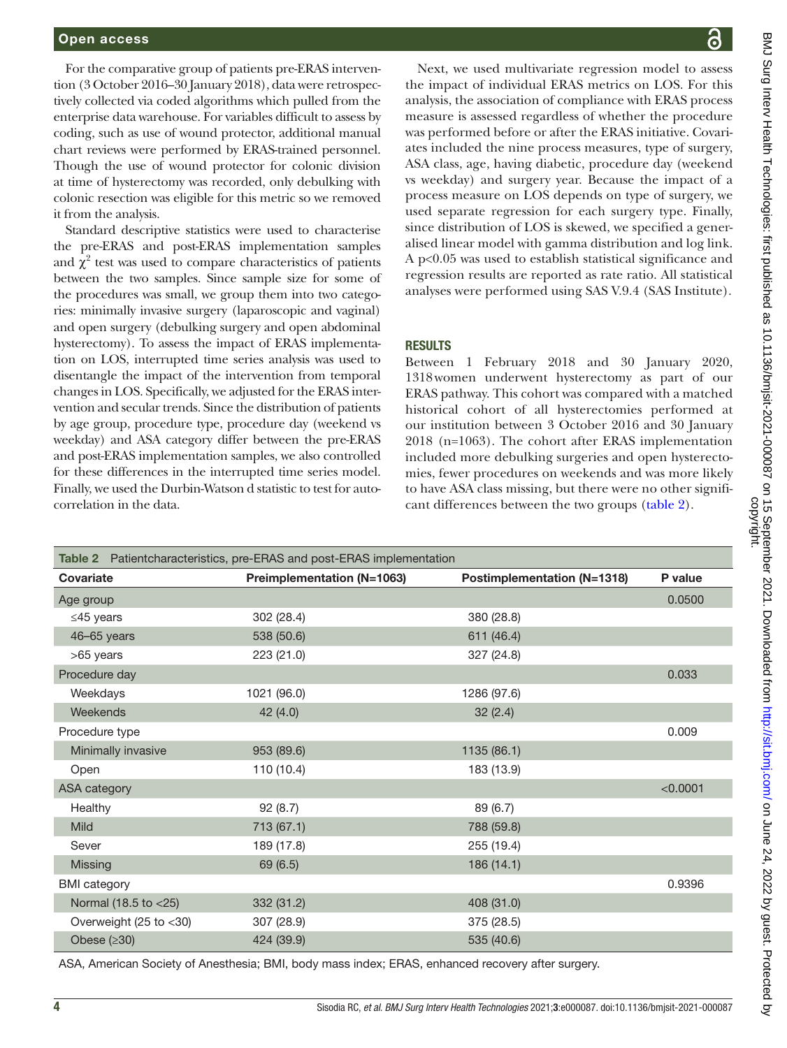For the comparative group of patients pre-ERAS intervention (3 October 2016–30 January 2018), data were retrospectively collected via coded algorithms which pulled from the enterprise data warehouse. For variables difficult to assess by coding, such as use of wound protector, additional manual chart reviews were performed by ERAS-trained personnel. Though the use of wound protector for colonic division at time of hysterectomy was recorded, only debulking with colonic resection was eligible for this metric so we removed it from the analysis.

Standard descriptive statistics were used to characterise the pre-ERAS and post-ERAS implementation samples and $\chi^2$ test was used to compare characteristics of patients between the two samples. Since sample size for some of the procedures was small, we group them into two categories: minimally invasive surgery (laparoscopic and vaginal) and open surgery (debulking surgery and open abdominal hysterectomy). To assess the impact of ERAS implementation on LOS, interrupted time series analysis was used to disentangle the impact of the intervention from temporal changes in LOS. Specifically, we adjusted for the ERAS intervention and secular trends. Since the distribution of patients by age group, procedure type, procedure day (weekend vs weekday) and ASA category differ between the pre-ERAS and post-ERAS implementation samples, we also controlled for these differences in the interrupted time series model. Finally, we used the Durbin-Watson d statistic to test for autocorrelation in the data.

Next, we used multivariate regression model to assess the impact of individual ERAS metrics on LOS. For this analysis, the association of compliance with ERAS process measure is assessed regardless of whether the procedure was performed before or after the ERAS initiative. Covariates included the nine process measures, type of surgery, ASA class, age, having diabetic, procedure day (weekend vs weekday) and surgery year. Because the impact of a process measure on LOS depends on type of surgery, we used separate regression for each surgery type. Finally, since distribution of LOS is skewed, we specified a generalised linear model with gamma distribution and log link. A p<0.05 was used to establish statistical significance and regression results are reported as rate ratio. All statistical analyses were performed using SAS V.9.4 (SAS Institute).

## RESULTS

Between 1 February 2018 and 30 January 2020, 1318 women underwent hysterectomy as part of our ERAS pathway. This cohort was compared with a matched historical cohort of all hysterectomies performed at our institution between 3 October 2016 and 30 January 2018 (n=1063). The cohort after ERAS implementation included more debulking surgeries and open hysterectomies, fewer procedures on weekends and was more likely to have ASA class missing, but there were no other significant differences between the two groups (table 2).

**Table 2** Patientcharacteristics, pre-ERAS and post-ERAS implementation

| Covariate | Preimplementation (N=1063) | Postimplementation (N=1318) | P value |
|---|---|---|---|
| Age group | | | 0.0500 |
| ≤45 years | 302 (28.4) | 380 (28.8) | |
| 46–65 years | 538 (50.6) | 611 (46.4) | |
| >65 years | 223 (21.0) | 327 (24.8) | |
| Procedure day | | | 0.033 |
| Weekdays | 1021 (96.0) | 1286 (97.6) | |
| Weekends | 42 (4.0) | 32 (2.4) | |
| Procedure type | | | 0.009 |
| Minimally invasive | 953 (89.6) | 1135 (86.1) | |
| Open | 110 (10.4) | 183 (13.9) | |
| ASA category | | | <0.0001 |
| Healthy | 92 (8.7) | 89 (6.7) | |
| Mild | 713 (67.1) | 788 (59.8) | |
| Sever | 189 (17.8) | 255 (19.4) | |
| Missing | 69 (6.5) | 186 (14.1) | |
| BMI category | | | 0.9396 |
| Normal (18.5 to <25) | 332 (31.2) | 408 (31.0) | |
| Overweight (25 to <30) | 307 (28.9) | 375 (28.5) | |
| Obese (≥30) | 424 (39.9) | 535 (40.6) | |

ASA, American Society of Anesthesia; BMI, body mass index; ERAS, enhanced recovery after surgery.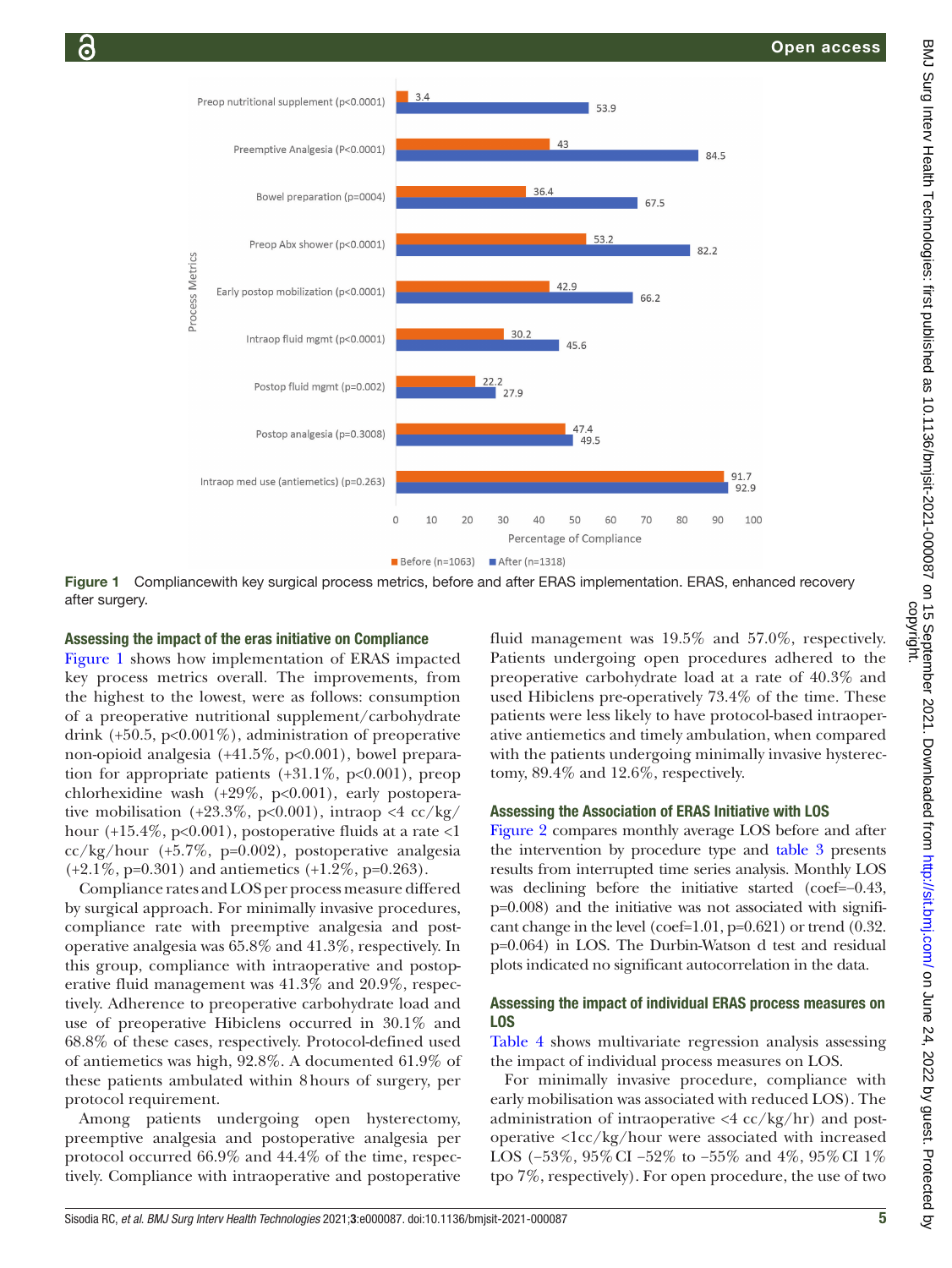Figure 1 Compliancewith key surgical process metrics, before and after ERAS implementation. ERAS, enhanced recovery after surgery.

### Assessing the impact of the eras initiative on Compliance

Figure 1 shows how implementation of ERAS impacted key process metrics overall. The improvements, from the highest to the lowest, were as follows: consumption of a preoperative nutritional supplement/carbohydrate drink (+50.5, p<0.001%), administration of preoperative non-opioid analgesia (+41.5%, p<0.001), bowel preparation for appropriate patients (+31.1%, p<0.001), preop chlorhexidine wash (+29%, p<0.001), early postoperative mobilisation (+23.3%, p<0.001), intraop <4 cc/kg/hour (+15.4%, p<0.001), postoperative fluids at a rate <1 cc/kg/hour (+5.7%, p=0.002), postoperative analgesia (+2.1%, p=0.301) and antiemetics (+1.2%, p=0.263).

Compliance rates and LOS per process measure differed by surgical approach. For minimally invasive procedures, compliance rate with preemptive analgesia and postoperative analgesia was 65.8% and 41.3%, respectively. In this group, compliance with intraoperative and postoperative fluid management was 41.3% and 20.9%, respectively. Adherence to preoperative carbohydrate load and use of preoperative Hibiclens occurred in 30.1% and 68.8% of these cases, respectively. Protocol-defined used of antiemetics was high, 92.8%. A documented 61.9% of these patients ambulated within 8 hours of surgery, per protocol requirement.

Among patients undergoing open hysterectomy, preemptive analgesia and postoperative analgesia per protocol occurred 66.9% and 44.4% of the time, respectively. Compliance with intraoperative and postoperative fluid management was 19.5% and 57.0%, respectively. Patients undergoing open procedures adhered to the preoperative carbohydrate load at a rate of 40.3% and used Hibiclens pre-operatively 73.4% of the time. These patients were less likely to have protocol-based intraoperative antiemetics and timely ambulation, when compared with the patients undergoing minimally invasive hysterectomy, 89.4% and 12.6%, respectively.

### Assessing the Association of ERAS Initiative with LOS

Figure 2 compares monthly average LOS before and after the intervention by procedure type and table 3 presents results from interrupted time series analysis. Monthly LOS was declining before the initiative started (coef=−0.43, p=0.008) and the initiative was not associated with significant change in the level (coef=1.01, p=0.621) or trend (0.32. p=0.064) in LOS. The Durbin-Watson d test and residual plots indicated no significant autocorrelation in the data.

### Assessing the impact of individual ERAS process measures on LOS

Table 4 shows multivariate regression analysis assessing the impact of individual process measures on LOS.

For minimally invasive procedure, compliance with early mobilisation was associated with reduced LOS). The administration of intraoperative <4 cc/kg/hr) and postoperative <1cc/kg/hour were associated with increased LOS (−53%, 95% CI −52% to −55% and 4%, 95% CI 1% tpo 7%, respectively). For open procedure, the use of two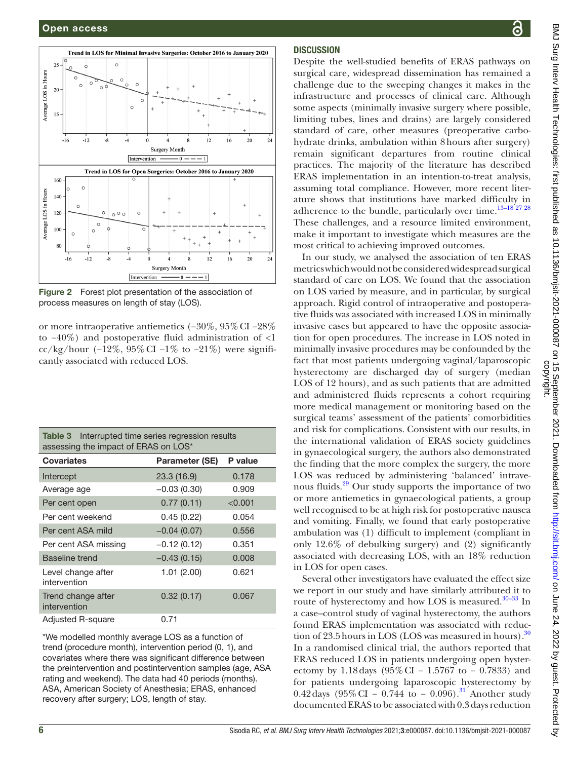Figure 2 Forest plot presentation of the association of process measures on length of stay (LOS).

or more intraoperative antiemetics (−30%, 95% CI −28% to −40%) and postoperative fluid administration of <1 cc/kg/hour (−12%, 95% CI −1% to −21%) were significantly associated with reduced LOS.

Table 3 Interrupted time series regression results assessing the impact of ERAS on LOS*

| Covariates | Parameter (SE) | P value |
|---|---|---|
| Intercept | 23.3 (16.9) | 0.178 |
| Average age | −0.03 (0.30) | 0.909 |
| Per cent open | 0.77 (0.11) | <0.001 |
| Per cent weekend | 0.45 (0.22) | 0.054 |
| Per cent ASA mild | −0.04 (0.07) | 0.556 |
| Per cent ASA missing | −0.12 (0.12) | 0.351 |
| Baseline trend | −0.43 (0.15) | 0.008 |
| Level change after intervention | 1.01 (2.00) | 0.621 |
| Trend change after intervention | 0.32 (0.17) | 0.067 |
| Adjusted R-square | 0.71 | |

*We modelled monthly average LOS as a function of trend (procedure month), intervention period (0, 1), and covariates where there was significant difference between the preintervention and postintervention samples (age, ASA rating and weekend). The data had 40 periods (months). ASA, American Society of Anesthesia; ERAS, enhanced recovery after surgery; LOS, length of stay.

## DISCUSSION

Despite the well-studied benefits of ERAS pathways on surgical care, widespread dissemination has remained a challenge due to the sweeping changes it makes in the infrastructure and processes of clinical care. Although some aspects (minimally invasive surgery where possible, limiting tubes, lines and drains) are largely considered standard of care, other measures (preoperative carbohydrate drinks, ambulation within 8 hours after surgery) remain significant departures from routine clinical practices. The majority of the literature has described ERAS implementation in an intention-to-treat analysis, assuming total compliance. However, more recent literature shows that institutions have marked difficulty in adherence to the bundle, particularly over time.[13–18 27 28] These challenges, and a resource limited environment, make it important to investigate which measures are the most critical to achieving improved outcomes.

In our study, we analysed the association of ten ERAS metrics which would not be considered widespread surgical standard of care on LOS. We found that the association on LOS varied by measure, and in particular, by surgical approach. Rigid control of intraoperative and postoperative fluids was associated with increased LOS in minimally invasive cases but appeared to have the opposite association for open procedures. The increase in LOS noted in minimally invasive procedures may be confounded by the fact that most patients undergoing vaginal/laparoscopic hysterectomy are discharged day of surgery (median LOS of 12 hours), and as such patients that are admitted and administered fluids represents a cohort requiring more medical management or monitoring based on the surgical teams' assessment of the patients' comorbidities and risk for complications. Consistent with our results, in the international validation of ERAS society guidelines in gynaecological surgery, the authors also demonstrated the finding that the more complex the surgery, the more LOS was reduced by administering 'balanced' intravenous fluids.[29] Our study supports the importance of two or more antiemetics in gynaecological patients, a group well recognised to be at high risk for postoperative nausea and vomiting. Finally, we found that early postoperative ambulation was (1) difficult to implement (compliant in only 12.6% of debulking surgery) and (2) significantly associated with decreasing LOS, with an 18% reduction in LOS for open cases.

Several other investigators have evaluated the effect size we report in our study and have similarly attributed it to route of hysterectomy and how LOS is measured.[30–33] In a case–control study of vaginal hysterectomy, the authors found ERAS implementation was associated with reduction of 23.5 hours in LOS (LOS was measured in hours).[30] In a randomised clinical trial, the authors reported that ERAS reduced LOS in patients undergoing open hysterectomy by 1.18 days (95% CI − 1.5767 to − 0.7833) and for patients undergoing laparoscopic hysterectomy by 0.42 days (95% CI − 0.744 to − 0.096).[31] Another study documented ERAS to be associated with 0.3 days reduction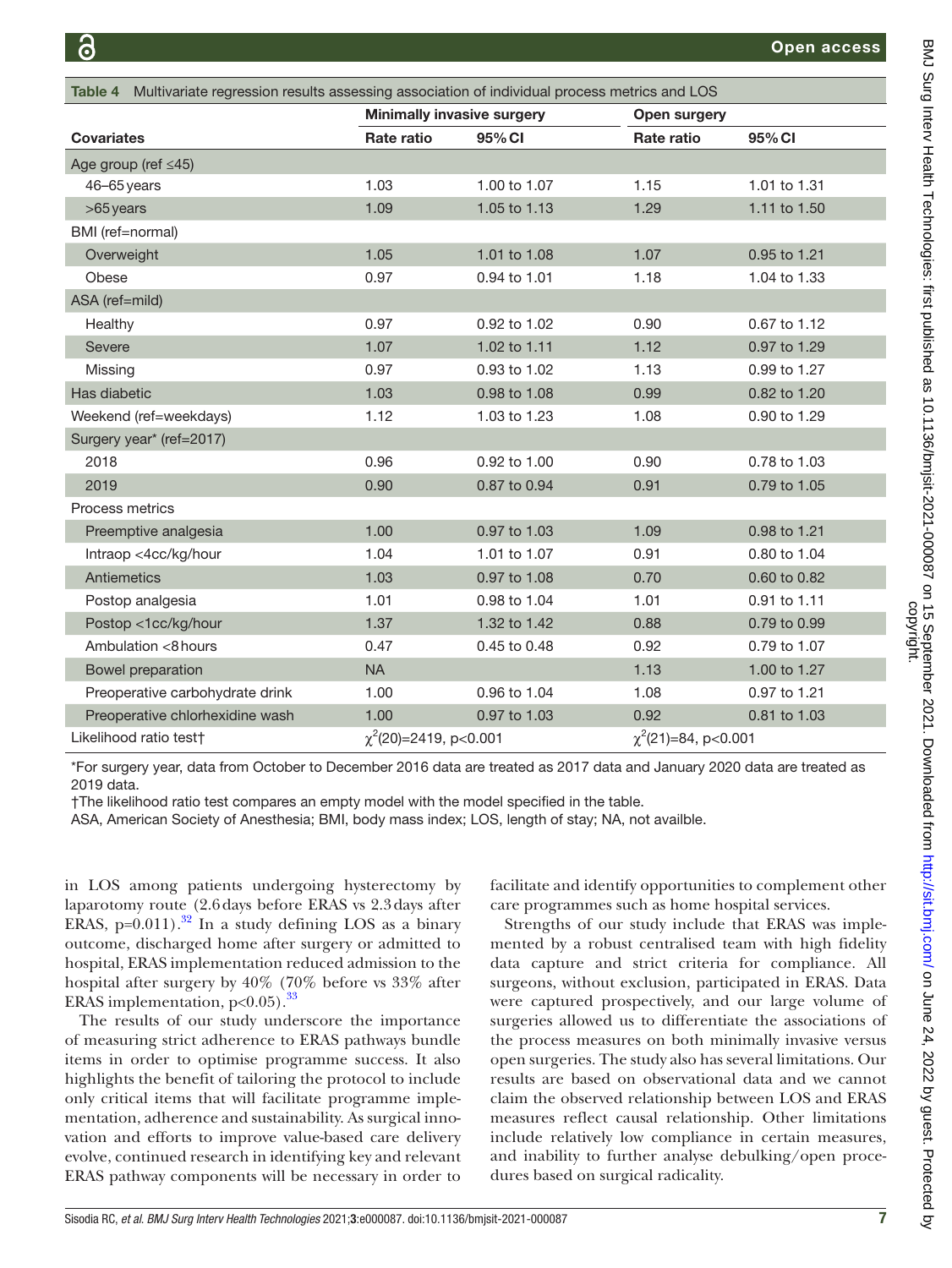**Table 4** Multivariate regression results assessing association of individual process metrics and LOS

| | Minimally invasive surgery | | Open surgery | |
|---|---|---|---|---|
| **Covariates** | **Rate ratio** | **95% CI** | **Rate ratio** | **95% CI** |
| Age group (ref ≤45) | | | | |
| 46–65 years | 1.03 | 1.00 to 1.07 | 1.15 | 1.01 to 1.31 |
| >65 years | 1.09 | 1.05 to 1.13 | 1.29 | 1.11 to 1.50 |
| BMI (ref=normal) | | | | |
| Overweight | 1.05 | 1.01 to 1.08 | 1.07 | 0.95 to 1.21 |
| Obese | 0.97 | 0.94 to 1.01 | 1.18 | 1.04 to 1.33 |
| ASA (ref=mild) | | | | |
| Healthy | 0.97 | 0.92 to 1.02 | 0.90 | 0.67 to 1.12 |
| Severe | 1.07 | 1.02 to 1.11 | 1.12 | 0.97 to 1.29 |
| Missing | 0.97 | 0.93 to 1.02 | 1.13 | 0.99 to 1.27 |
| Has diabetic | 1.03 | 0.98 to 1.08 | 0.99 | 0.82 to 1.20 |
| Weekend (ref=weekdays) | 1.12 | 1.03 to 1.23 | 1.08 | 0.90 to 1.29 |
| Surgery year* (ref=2017) | | | | |
| 2018 | 0.96 | 0.92 to 1.00 | 0.90 | 0.78 to 1.03 |
| 2019 | 0.90 | 0.87 to 0.94 | 0.91 | 0.79 to 1.05 |
| Process metrics | | | | |
| Preemptive analgesia | 1.00 | 0.97 to 1.03 | 1.09 | 0.98 to 1.21 |
| Intraop <4cc/kg/hour | 1.04 | 1.01 to 1.07 | 0.91 | 0.80 to 1.04 |
| Antiemetics | 1.03 | 0.97 to 1.08 | 0.70 | 0.60 to 0.82 |
| Postop analgesia | 1.01 | 0.98 to 1.04 | 1.01 | 0.91 to 1.11 |
| Postop <1cc/kg/hour | 1.37 | 1.32 to 1.42 | 0.88 | 0.79 to 0.99 |
| Ambulation <8 hours | 0.47 | 0.45 to 0.48 | 0.92 | 0.79 to 1.07 |
| Bowel preparation | NA | | 1.13 | 1.00 to 1.27 |
| Preoperative carbohydrate drink | 1.00 | 0.96 to 1.04 | 1.08 | 0.97 to 1.21 |
| Preoperative chlorhexidine wash | 1.00 | 0.97 to 1.03 | 0.92 | 0.81 to 1.03 |
| Likelihood ratio test† | $\chi^2(20)=2419$, $p<0.001$ | | $\chi^2(21)=84$, $p<0.001$ | |

*For surgery year, data from October to December 2016 data are treated as 2017 data and January 2020 data are treated as 2019 data.

†The likelihood ratio test compares an empty model with the model specified in the table.

ASA, American Society of Anesthesia; BMI, body mass index; LOS, length of stay; NA, not availble.

in LOS among patients undergoing hysterectomy by laparotomy route (2.6 days before ERAS vs 2.3 days after ERAS, p=0.011).[32] In a study defining LOS as a binary outcome, discharged home after surgery or admitted to hospital, ERAS implementation reduced admission to the hospital after surgery by 40% (70% before vs 33% after ERAS implementation, p<0.05).[33]

The results of our study underscore the importance of measuring strict adherence to ERAS pathways bundle items in order to optimise programme success. It also highlights the benefit of tailoring the protocol to include only critical items that will facilitate programme implementation, adherence and sustainability. As surgical innovation and efforts to improve value-based care delivery evolve, continued research in identifying key and relevant ERAS pathway components will be necessary in order to facilitate and identify opportunities to complement other care programmes such as home hospital services.

Strengths of our study include that ERAS was implemented by a robust centralised team with high fidelity data capture and strict criteria for compliance. All surgeons, without exclusion, participated in ERAS. Data were captured prospectively, and our large volume of surgeries allowed us to differentiate the associations of the process measures on both minimally invasive versus open surgeries. The study also has several limitations. Our results are based on observational data and we cannot claim the observed relationship between LOS and ERAS measures reflect causal relationship. Other limitations include relatively low compliance in certain measures, and inability to further analyse debulking/open procedures based on surgical radicality.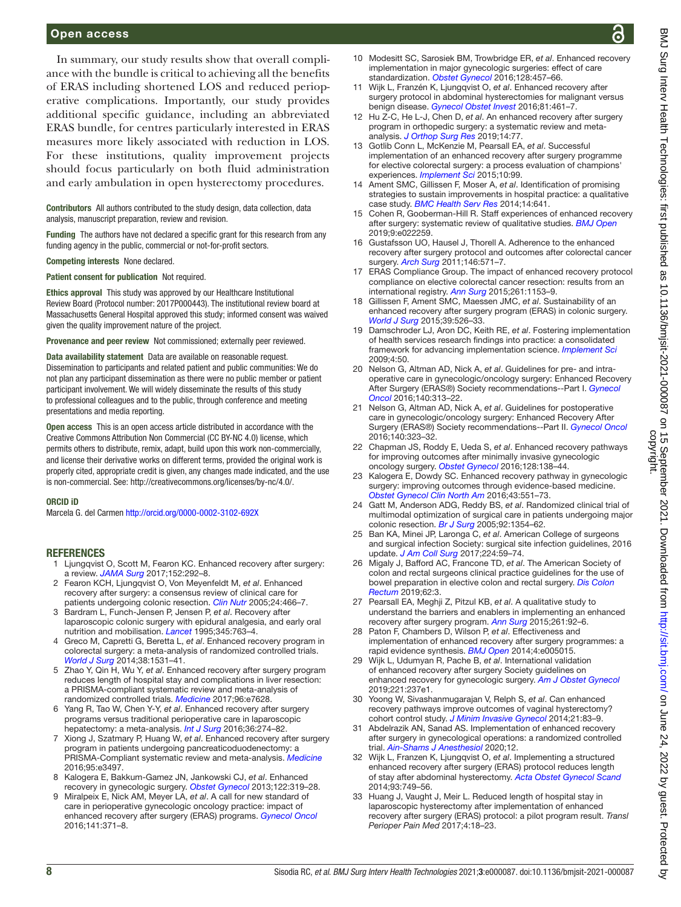In summary, our study results show that overall compliance with the bundle is critical to achieving all the benefits of ERAS including shortened LOS and reduced perioperative complications. Importantly, our study provides additional specific guidance, including an abbreviated ERAS bundle, for centres particularly interested in ERAS measures more likely associated with reduction in LOS. For these institutions, quality improvement projects should focus particularly on both fluid administration and early ambulation in open hysterectomy procedures.

**Contributors** All authors contributed to the study design, data collection, data analysis, manuscript preparation, review and revision.

**Funding** The authors have not declared a specific grant for this research from any funding agency in the public, commercial or not-for-profit sectors.

**Competing interests** None declared.

**Patient consent for publication** Not required.

**Ethics approval** This study was approved by our Healthcare Institutional Review Board (Protocol number: 2017P000443). The institutional review board at Massachusetts General Hospital approved this study; informed consent was waived given the quality improvement nature of the project.

**Provenance and peer review** Not commissioned; externally peer reviewed.

**Data availability statement** Data are available on reasonable request. Dissemination to participants and related patient and public communities: We do not plan any participant dissemination as there were no public member or patient participant involvement. We will widely disseminate the results of this study to professional colleagues and to the public, through conference and meeting presentations and media reporting.

**Open access** This is an open access article distributed in accordance with the Creative Commons Attribution Non Commercial (CC BY-NC 4.0) license, which permits others to distribute, remix, adapt, build upon this work non-commercially, and license their derivative works on different terms, provided the original work is properly cited, appropriate credit is given, any changes made indicated, and the use is non-commercial. See: http://creativecommons.org/licenses/by-nc/4.0/.

**ORCID iD**

Marcela G. del Carmen http://orcid.org/0000-0002-3102-692X

## REFERENCES

1. Ljungqvist O, Scott M, Fearon KC. Enhanced recovery after surgery: a review. *JAMA Surg* 2017;152:292–8.
2. Fearon KCH, Ljungqvist O, Von Meyenfeldt M, *et al*. Enhanced recovery after surgery: a consensus review of clinical care for patients undergoing colonic resection. *Clin Nutr* 2005;24:466–7.
3. Bardram L, Funch-Jensen P, Jensen P, *et al*. Recovery after laparoscopic colonic surgery with epidural analgesia, and early oral nutrition and mobilisation. *Lancet* 1995;345:763–4.
4. Greco M, Capretti G, Beretta L, *et al*. Enhanced recovery program in colorectal surgery: a meta-analysis of randomized controlled trials. *World J Surg* 2014;38:1531–41.
5. Zhao Y, Qin H, Wu Y, *et al*. Enhanced recovery after surgery program reduces length of hospital stay and complications in liver resection: a PRISMA-compliant systematic review and meta-analysis of randomized controlled trials. *Medicine* 2017;96:e7628.
6. Yang R, Tao W, Chen Y-Y, *et al*. Enhanced recovery after surgery programs versus traditional perioperative care in laparoscopic hepatectomy: a meta-analysis. *Int J Surg* 2016;36:274–82.
7. Xiong J, Szatmary P, Huang W, *et al*. Enhanced recovery after surgery program in patients undergoing pancreaticoduodenectomy: a PRISMA-Compliant systematic review and meta-analysis. *Medicine* 2016;95:e3497.
8. Kalogera E, Bakkum-Gamez JN, Jankowski CJ, *et al*. Enhanced recovery in gynecologic surgery. *Obstet Gynecol* 2013;122:319–28.
9. Miralpeix E, Nick AM, Meyer LA, *et al*. A call for new standard of care in perioperative gynecologic oncology practice: impact of enhanced recovery after surgery (ERAS) programs. *Gynecol Oncol* 2016;141:371–8.
10. Modesitt SC, Sarosiek BM, Trowbridge ER, *et al*. Enhanced recovery implementation in major gynecologic surgeries: effect of care standardization. *Obstet Gynecol* 2016;128:457–66.
11. Wijk L, Franzén K, Ljungqvist O, *et al*. Enhanced recovery after surgery protocol in abdominal hysterectomies for malignant versus benign disease. *Gynecol Obstet Invest* 2016;81:461–7.
12. Hu Z-C, He L-J, Chen D, *et al*. An enhanced recovery after surgery program in orthopedic surgery: a systematic review and meta-analysis. *J Orthop Surg Res* 2019;14:77.
13. Gotlib Conn L, McKenzie M, Pearsall EA, *et al*. Successful implementation of an enhanced recovery after surgery programme for elective colorectal surgery: a process evaluation of champions' experiences. *Implement Sci* 2015;10:99.
14. Ament SMC, Gillissen F, Moser A, *et al*. Identification of promising strategies to sustain improvements in hospital practice: a qualitative case study. *BMC Health Serv Res* 2014;14:641.
15. Cohen R, Gooberman-Hill R. Staff experiences of enhanced recovery after surgery: systematic review of qualitative studies. *BMJ Open* 2019;9:e022259.
16. Gustafsson UO, Hausel J, Thorell A. Adherence to the enhanced recovery after surgery protocol and outcomes after colorectal cancer surgery. *Arch Surg* 2011;146:571–7.
17. ERAS Compliance Group. The impact of enhanced recovery protocol compliance on elective colorectal cancer resection: results from an international registry. *Ann Surg* 2015;261:1153–9.
18. Gillissen F, Ament SMC, Maessen JMC, *et al*. Sustainability of an enhanced recovery after surgery program (ERAS) in colonic surgery. *World J Surg* 2015;39:526–33.
19. Damschroder LJ, Aron DC, Keith RE, *et al*. Fostering implementation of health services research findings into practice: a consolidated framework for advancing implementation science. *Implement Sci* 2009;4:50.
20. Nelson G, Altman AD, Nick A, *et al*. Guidelines for pre- and intra-operative care in gynecologic/oncology surgery: Enhanced Recovery After Surgery (ERAS®) Society recommendations--Part I. *Gynecol Oncol* 2016;140:313–22.
21. Nelson G, Altman AD, Nick A, *et al*. Guidelines for postoperative care in gynecologic/oncology surgery: Enhanced Recovery After Surgery (ERAS®) Society recommendations--Part II. *Gynecol Oncol* 2016;140:323–32.
22. Chapman JS, Roddy E, Ueda S, *et al*. Enhanced recovery pathways for improving outcomes after minimally invasive gynecologic oncology surgery. *Obstet Gynecol* 2016;128:138–44.
23. Kalogera E, Dowdy SC. Enhanced recovery pathway in gynecologic surgery: improving outcomes through evidence-based medicine. *Obstet Gynecol Clin North Am* 2016;43:551–73.
24. Gatt M, Anderson ADG, Reddy BS, *et al*. Randomized clinical trial of multimodal optimization of surgical care in patients undergoing major colonic resection. *Br J Surg* 2005;92:1354–62.
25. Ban KA, Minei JP, Laronga C, *et al*. American College of surgeons and surgical infection Society: surgical site infection guidelines, 2016 update. *J Am Coll Surg* 2017;224:59–74.
26. Migaly J, Bafford AC, Francone TD, *et al*. The American Society of colon and rectal surgeons clinical practice guidelines for the use of bowel preparation in elective colon and rectal surgery. *Dis Colon Rectum* 2019;62:3.
27. Pearsall EA, Meghji Z, Pitzul KB, *et al*. A qualitative study to understand the barriers and enablers in implementing an enhanced recovery after surgery program. *Ann Surg* 2015;261:92–6.
28. Paton F, Chambers D, Wilson P, *et al*. Effectiveness and implementation of enhanced recovery after surgery programmes: a rapid evidence synthesis. *BMJ Open* 2014;4:e005015.
29. Wijk L, Udumyan R, Pache B, *et al*. International validation of enhanced recovery after surgery Society guidelines on enhanced recovery for gynecologic surgery. *Am J Obstet Gynecol* 2019;221:237e1.
30. Yoong W, Sivashanmugarajan V, Relph S, *et al*. Can enhanced recovery pathways improve outcomes of vaginal hysterectomy? cohort control study. *J Minim Invasive Gynecol* 2014;21:83–9.
31. Abdelrazik AN, Sanad AS. Implementation of enhanced recovery after surgery in gynecological operations: a randomized controlled trial. *Ain-Shams J Anesthesiol* 2020;12.
32. Wijk L, Franzen K, Ljungqvist O, *et al*. Implementing a structured enhanced recovery after surgery (ERAS) protocol reduces length of stay after abdominal hysterectomy. *Acta Obstet Gynecol Scand* 2014;93:749–56.
33. Huang J, Vaught J, Meir L. Reduced length of hospital stay in laparoscopic hysterectomy after implementation of enhanced recovery after surgery (ERAS) protocol: a pilot program result. *Transl Perioper Pain Med* 2017;4:18–23.